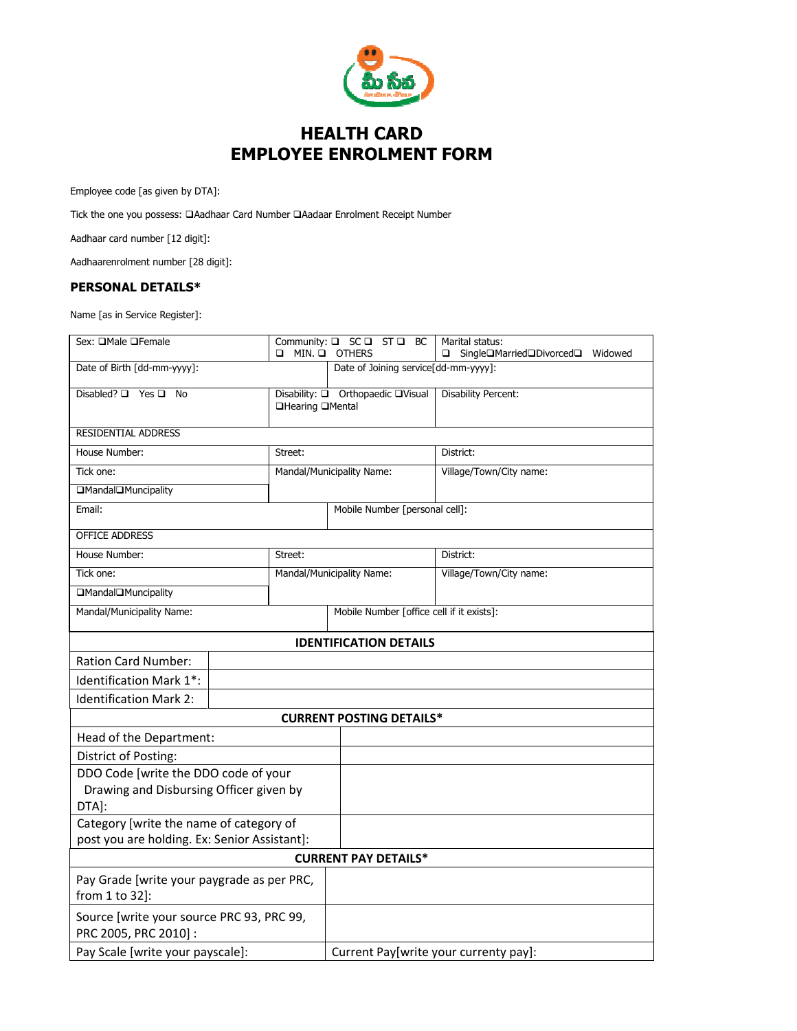# HEALTH CARD
# EMPLOYEE ENROLMENT FORM

Employee code [as given by DTA]:

Tick the one you possess: ❑Aadhaar Card Number ❑Aadaar Enrolment Receipt Number

Aadhaar card number [12 digit]:

Aadhaarenrolment number [28 digit]:

### PERSONAL DETAILS*

Name [as in Service Register]:

| | | |
|---|---|---|
| Sex: ❑Male ❑Female | Community: ❑ SC ❑ ST ❑ BC ❑ MIN. ❑ OTHERS | Marital status: ❑ Single❑Married❑Divorced❑ Widowed |
| Date of Birth [dd-mm-yyyy]: | Date of Joining service[dd-mm-yyyy]: | |
| Disabled? ❑ Yes ❑ No | Disability: ❑ Orthopaedic ❑Visual ❑Hearing ❑Mental | Disability Percent: |
| RESIDENTIAL ADDRESS | | |
| House Number: | Street: | District: |
| Tick one: ❑Mandal❑Muncipality | Mandal/Municipality Name: | Village/Town/City name: |
| Email: | Mobile Number [personal cell]: | |
| OFFICE ADDRESS | | |
| House Number: | Street: | District: |
| Tick one: ❑Mandal❑Muncipality | Mandal/Municipality Name: | Village/Town/City name: |
| Mandal/Municipality Name: | Mobile Number [office cell if it exists]: | |

| IDENTIFICATION DETAILS | |
|---|---|
| Ration Card Number: | |
| Identification Mark 1*: | |
| Identification Mark 2: | |

| CURRENT POSTING DETAILS* | |
|---|---|
| Head of the Department: | |
| District of Posting: | |
| DDO Code [write the DDO code of your Drawing and Disbursing Officer given by DTA]: | |
| Category [write the name of category of post you are holding. Ex: Senior Assistant]: | |

| CURRENT PAY DETAILS* | |
|---|---|
| Pay Grade [write your paygrade as per PRC, from 1 to 32]: | |
| Source [write your source PRC 93, PRC 99, PRC 2005, PRC 2010] : | |
| Pay Scale [write your payscale]: | Current Pay[write your currenty pay]: |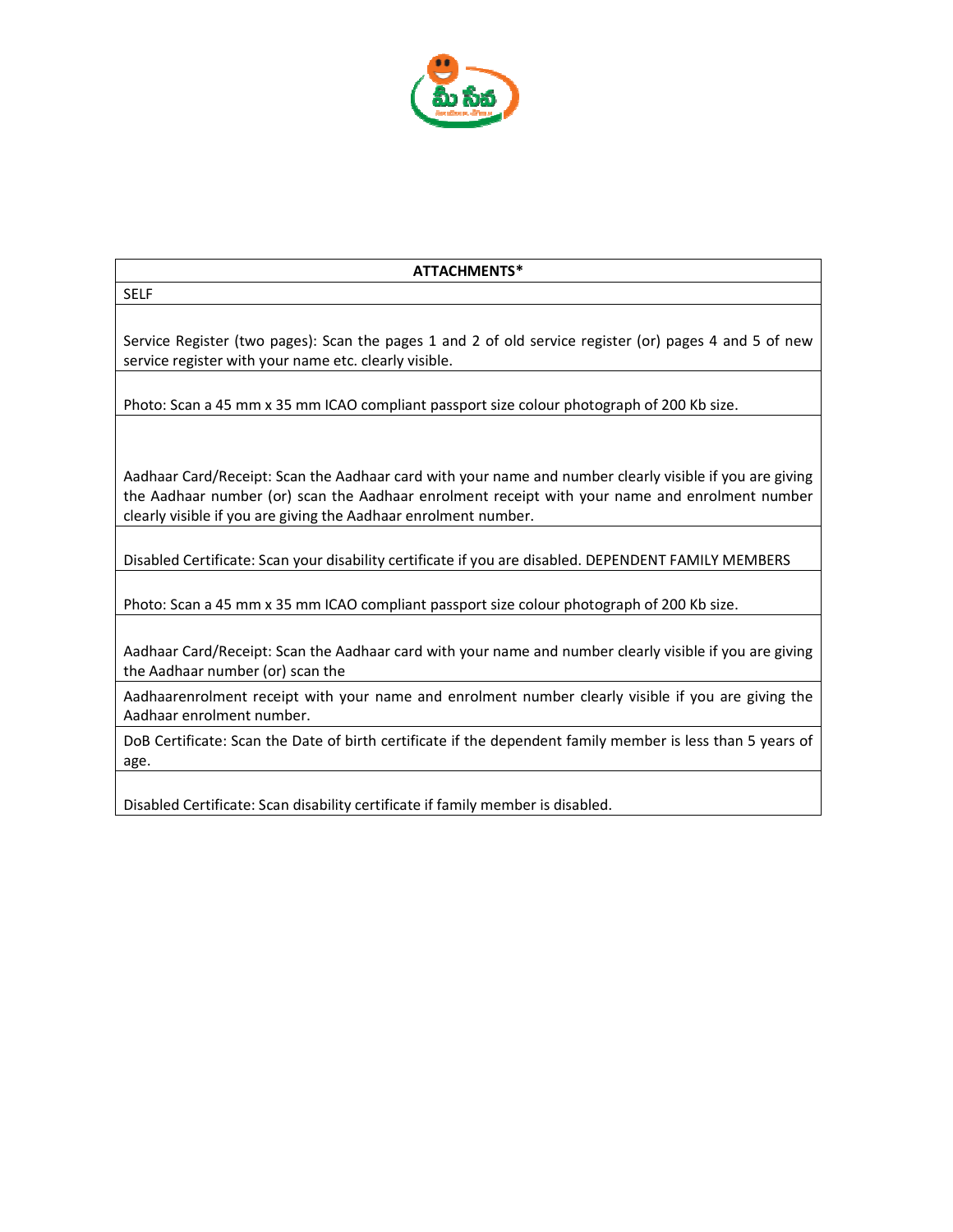| ATTACHMENTS* |
| --- |
| SELF |
| Service Register (two pages): Scan the pages 1 and 2 of old service register (or) pages 4 and 5 of new service register with your name etc. clearly visible. |
| Photo: Scan a 45 mm x 35 mm ICAO compliant passport size colour photograph of 200 Kb size. |
| Aadhaar Card/Receipt: Scan the Aadhaar card with your name and number clearly visible if you are giving the Aadhaar number (or) scan the Aadhaar enrolment receipt with your name and enrolment number clearly visible if you are giving the Aadhaar enrolment number. |
| Disabled Certificate: Scan your disability certificate if you are disabled. DEPENDENT FAMILY MEMBERS |
| Photo: Scan a 45 mm x 35 mm ICAO compliant passport size colour photograph of 200 Kb size. |
| Aadhaar Card/Receipt: Scan the Aadhaar card with your name and number clearly visible if you are giving the Aadhaar number (or) scan the |
| Aadhaarenrolment receipt with your name and enrolment number clearly visible if you are giving the Aadhaar enrolment number. |
| DoB Certificate: Scan the Date of birth certificate if the dependent family member is less than 5 years of age. |
| Disabled Certificate: Scan disability certificate if family member is disabled. |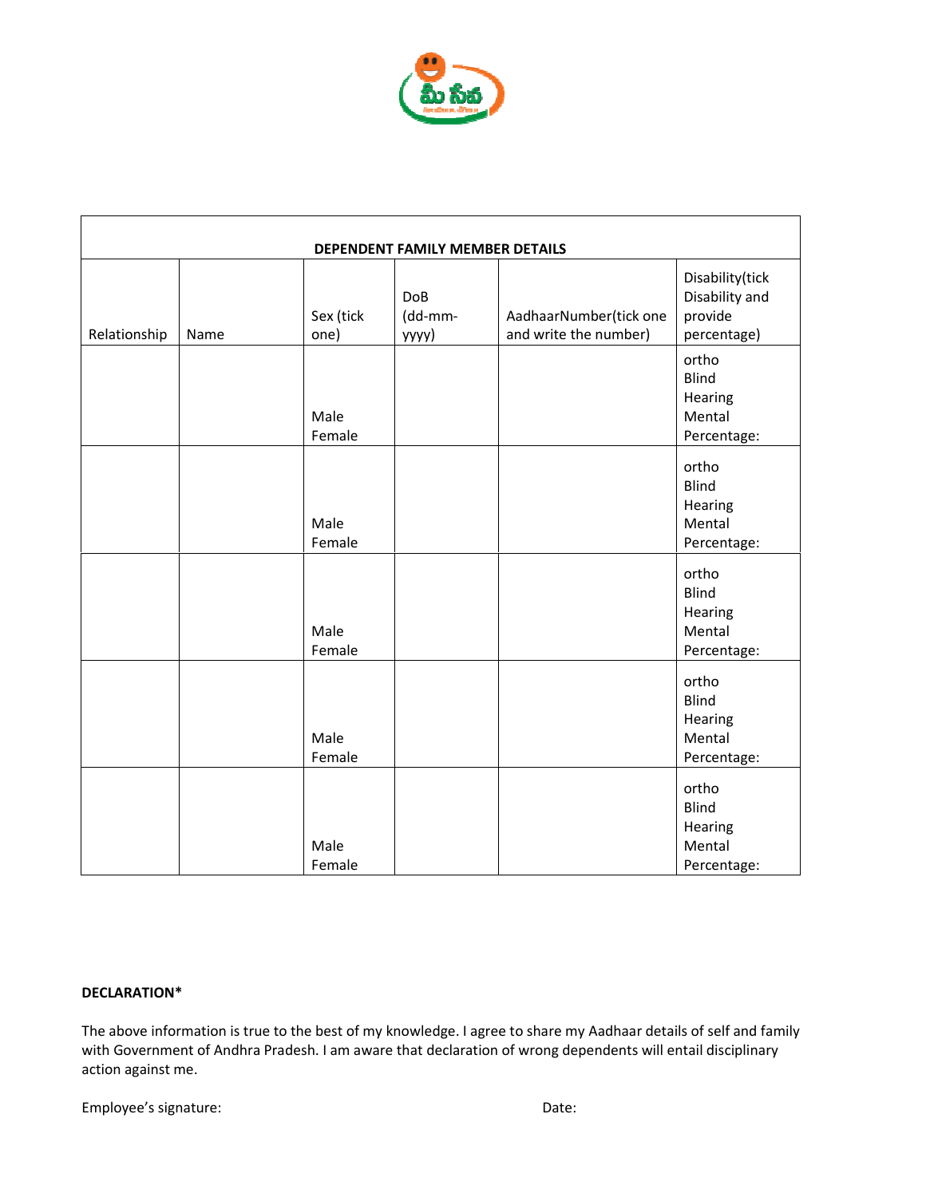| DEPENDENT FAMILY MEMBER DETAILS | | | | | |
|---|---|---|---|---|---|
| Relationship | Name | Sex (tick one) | DoB (dd-mm-yyyy) | AadhaarNumber(tick one and write the number) | Disability(tick Disability and provide percentage) |
| | | Male Female | | | ortho Blind Hearing Mental Percentage: |
| | | Male Female | | | ortho Blind Hearing Mental Percentage: |
| | | Male Female | | | ortho Blind Hearing Mental Percentage: |
| | | Male Female | | | ortho Blind Hearing Mental Percentage: |
| | | Male Female | | | ortho Blind Hearing Mental Percentage: |

**DECLARATION***

The above information is true to the best of my knowledge. I agree to share my Aadhaar details of self and family with Government of Andhra Pradesh. I am aware that declaration of wrong dependents will entail disciplinary action against me.

Employee's signature: Date: